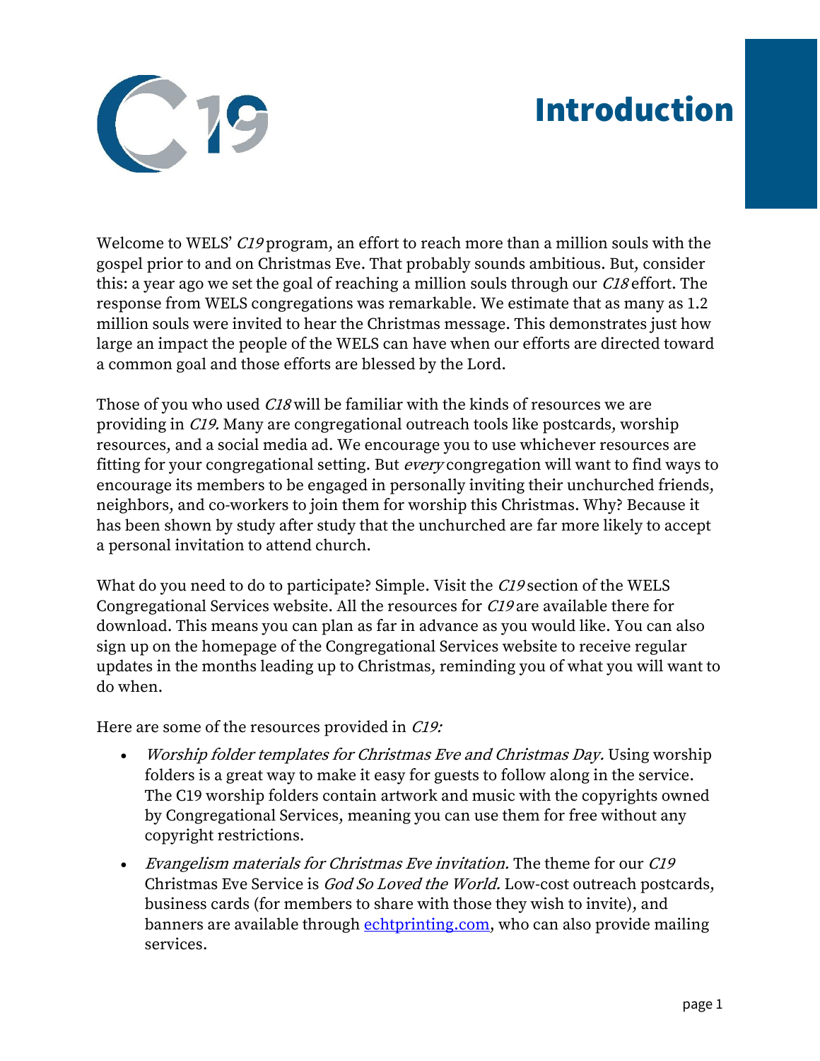# Introduction

Welcome to WELS' *C19* program, an effort to reach more than a million souls with the gospel prior to and on Christmas Eve. That probably sounds ambitious. But, consider this: a year ago we set the goal of reaching a million souls through our *C18* effort. The response from WELS congregations was remarkable. We estimate that as many as 1.2 million souls were invited to hear the Christmas message. This demonstrates just how large an impact the people of the WELS can have when our efforts are directed toward a common goal and those efforts are blessed by the Lord.

Those of you who used *C18* will be familiar with the kinds of resources we are providing in *C19.* Many are congregational outreach tools like postcards, worship resources, and a social media ad. We encourage you to use whichever resources are fitting for your congregational setting. But *every* congregation will want to find ways to encourage its members to be engaged in personally inviting their unchurched friends, neighbors, and co-workers to join them for worship this Christmas. Why? Because it has been shown by study after study that the unchurched are far more likely to accept a personal invitation to attend church.

What do you need to do to participate? Simple. Visit the *C19* section of the WELS Congregational Services website. All the resources for *C19* are available there for download. This means you can plan as far in advance as you would like. You can also sign up on the homepage of the Congregational Services website to receive regular updates in the months leading up to Christmas, reminding you of what you will want to do when.

Here are some of the resources provided in *C19:*

- *Worship folder templates for Christmas Eve and Christmas Day.* Using worship folders is a great way to make it easy for guests to follow along in the service. The C19 worship folders contain artwork and music with the copyrights owned by Congregational Services, meaning you can use them for free without any copyright restrictions.
- *Evangelism materials for Christmas Eve invitation.* The theme for our *C19* Christmas Eve Service is *God So Loved the World.* Low-cost outreach postcards, business cards (for members to share with those they wish to invite), and banners are available through [echtprinting.com](echtprinting.com), who can also provide mailing services.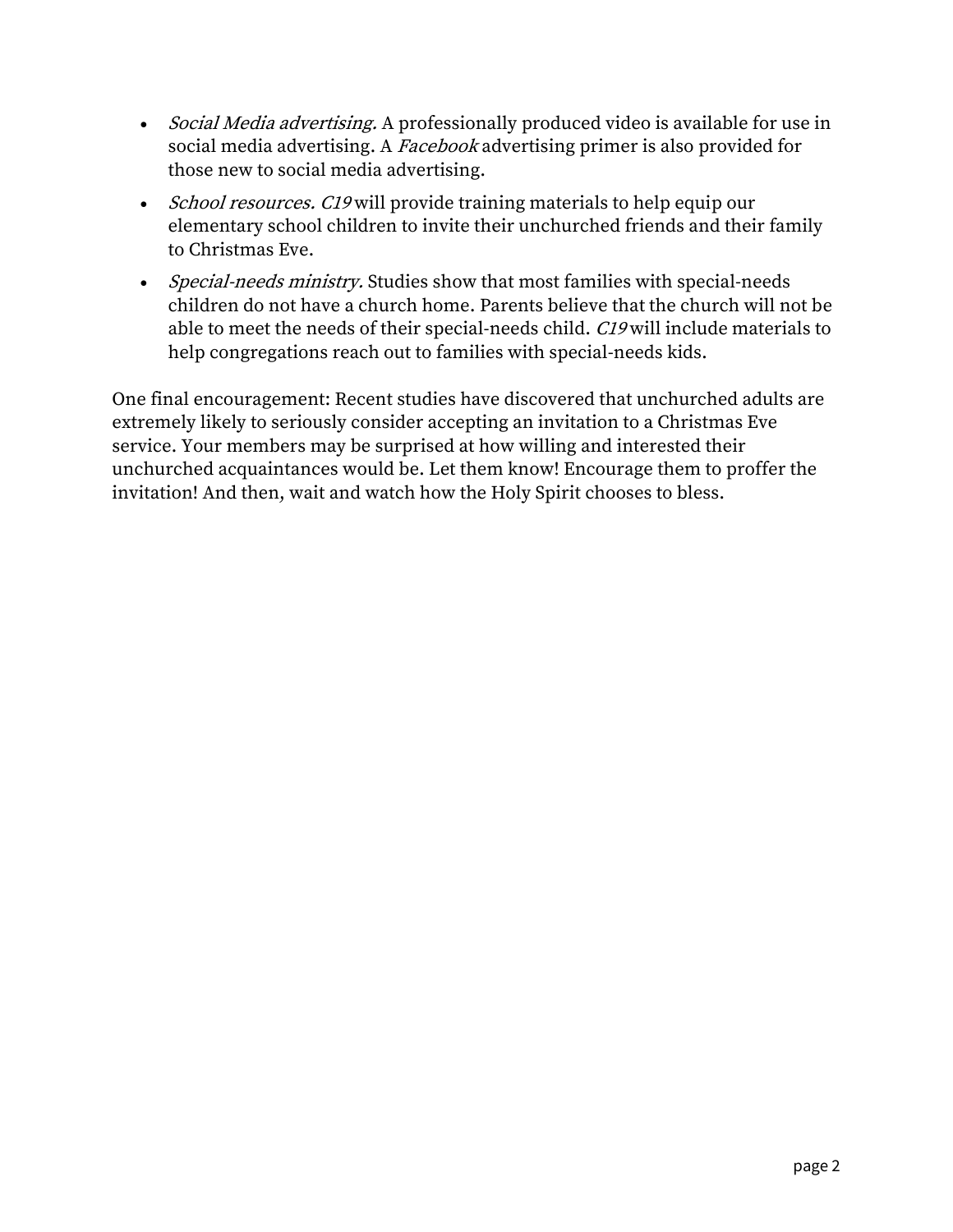- *Social Media advertising.* A professionally produced video is available for use in social media advertising. A *Facebook* advertising primer is also provided for those new to social media advertising.
- *School resources. C19* will provide training materials to help equip our elementary school children to invite their unchurched friends and their family to Christmas Eve.
- *Special-needs ministry.* Studies show that most families with special-needs children do not have a church home. Parents believe that the church will not be able to meet the needs of their special-needs child. *C19* will include materials to help congregations reach out to families with special-needs kids.

One final encouragement: Recent studies have discovered that unchurched adults are extremely likely to seriously consider accepting an invitation to a Christmas Eve service. Your members may be surprised at how willing and interested their unchurched acquaintances would be. Let them know! Encourage them to proffer the invitation! And then, wait and watch how the Holy Spirit chooses to bless.